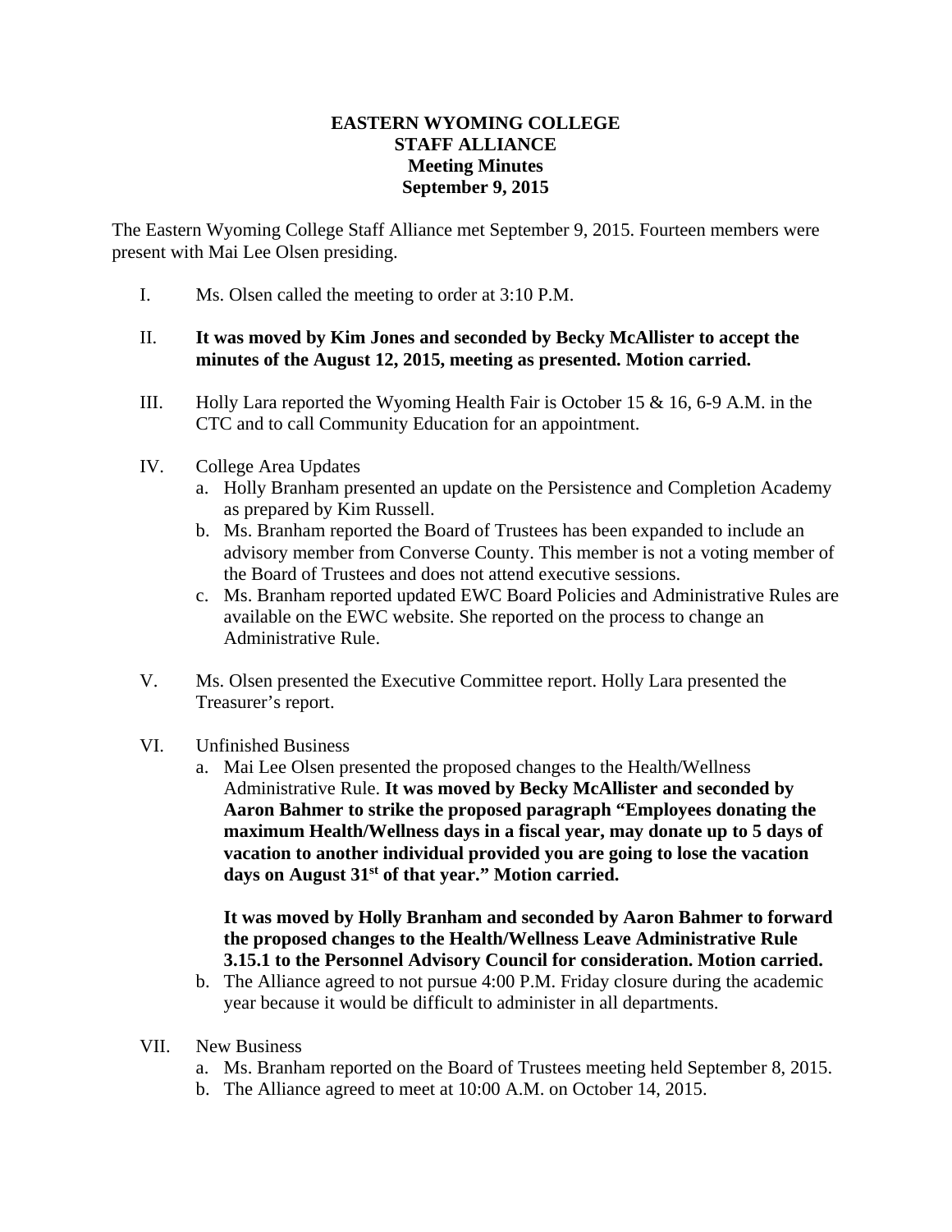# EASTERN WYOMING COLLEGE
## STAFF ALLIANCE
### Meeting Minutes
### September 9, 2015

The Eastern Wyoming College Staff Alliance met September 9, 2015. Fourteen members were present with Mai Lee Olsen presiding.

I. Ms. Olsen called the meeting to order at 3:10 P.M.

II. **It was moved by Kim Jones and seconded by Becky McAllister to accept the minutes of the August 12, 2015, meeting as presented. Motion carried.**

III. Holly Lara reported the Wyoming Health Fair is October 15 & 16, 6-9 A.M. in the CTC and to call Community Education for an appointment.

IV. College Area Updates
   a. Holly Branham presented an update on the Persistence and Completion Academy as prepared by Kim Russell.
   b. Ms. Branham reported the Board of Trustees has been expanded to include an advisory member from Converse County. This member is not a voting member of the Board of Trustees and does not attend executive sessions.
   c. Ms. Branham reported updated EWC Board Policies and Administrative Rules are available on the EWC website. She reported on the process to change an Administrative Rule.

V. Ms. Olsen presented the Executive Committee report. Holly Lara presented the Treasurer's report.

VI. Unfinished Business
   a. Mai Lee Olsen presented the proposed changes to the Health/Wellness Administrative Rule. **It was moved by Becky McAllister and seconded by Aaron Bahmer to strike the proposed paragraph "Employees donating the maximum Health/Wellness days in a fiscal year, may donate up to 5 days of vacation to another individual provided you are going to lose the vacation days on August 31st of that year." Motion carried.**

      **It was moved by Holly Branham and seconded by Aaron Bahmer to forward the proposed changes to the Health/Wellness Leave Administrative Rule 3.15.1 to the Personnel Advisory Council for consideration. Motion carried.**
   b. The Alliance agreed to not pursue 4:00 P.M. Friday closure during the academic year because it would be difficult to administer in all departments.

VII. New Business
   a. Ms. Branham reported on the Board of Trustees meeting held September 8, 2015.
   b. The Alliance agreed to meet at 10:00 A.M. on October 14, 2015.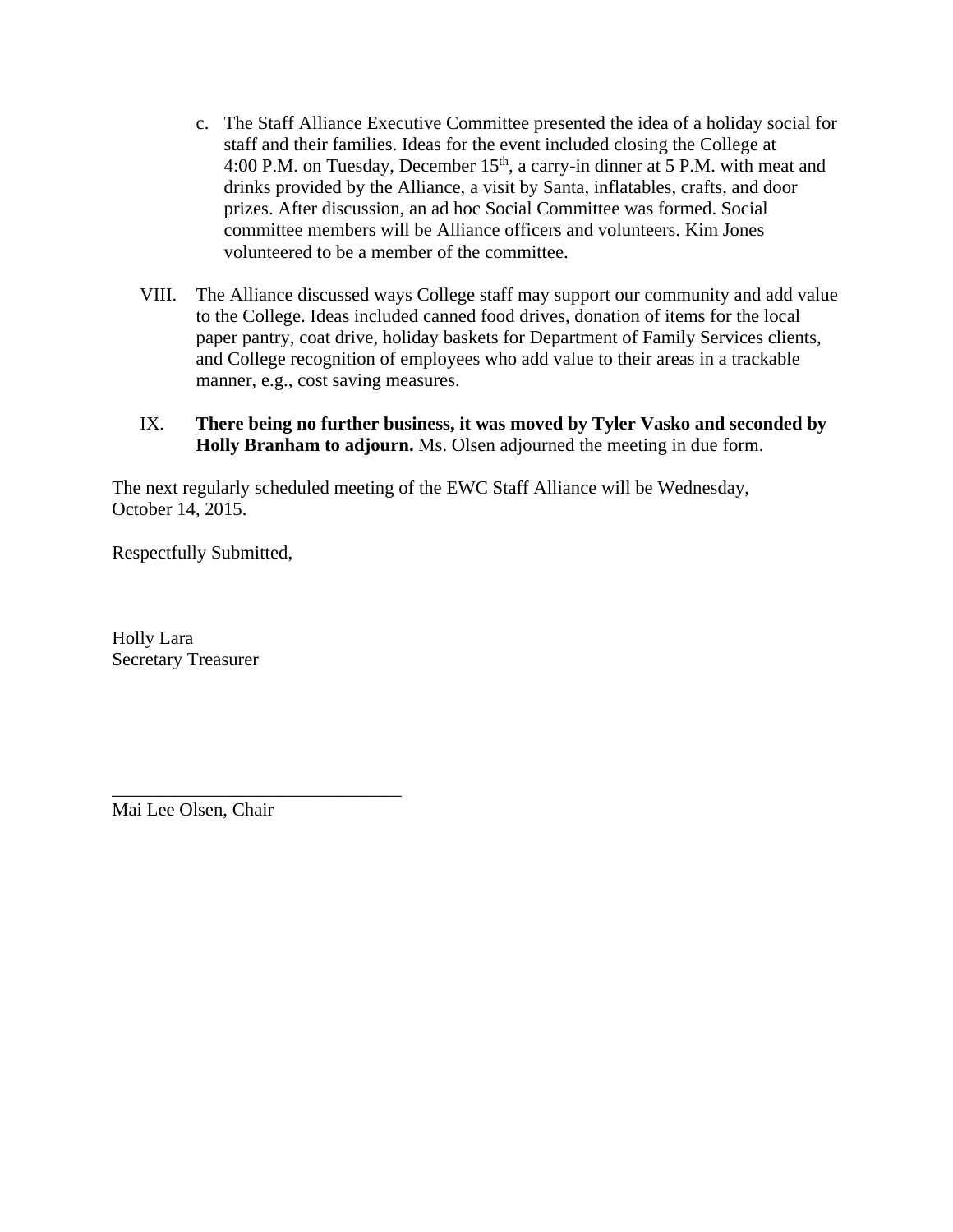c. The Staff Alliance Executive Committee presented the idea of a holiday social for staff and their families. Ideas for the event included closing the College at 4:00 P.M. on Tuesday, December 15th, a carry-in dinner at 5 P.M. with meat and drinks provided by the Alliance, a visit by Santa, inflatables, crafts, and door prizes. After discussion, an ad hoc Social Committee was formed. Social committee members will be Alliance officers and volunteers. Kim Jones volunteered to be a member of the committee.

VIII. The Alliance discussed ways College staff may support our community and add value to the College. Ideas included canned food drives, donation of items for the local paper pantry, coat drive, holiday baskets for Department of Family Services clients, and College recognition of employees who add value to their areas in a trackable manner, e.g., cost saving measures.

IX. **There being no further business, it was moved by Tyler Vasko and seconded by Holly Branham to adjourn.** Ms. Olsen adjourned the meeting in due form.

The next regularly scheduled meeting of the EWC Staff Alliance will be Wednesday, October 14, 2015.

Respectfully Submitted,

Holly Lara
Secretary Treasurer

_______________________________
Mai Lee Olsen, Chair